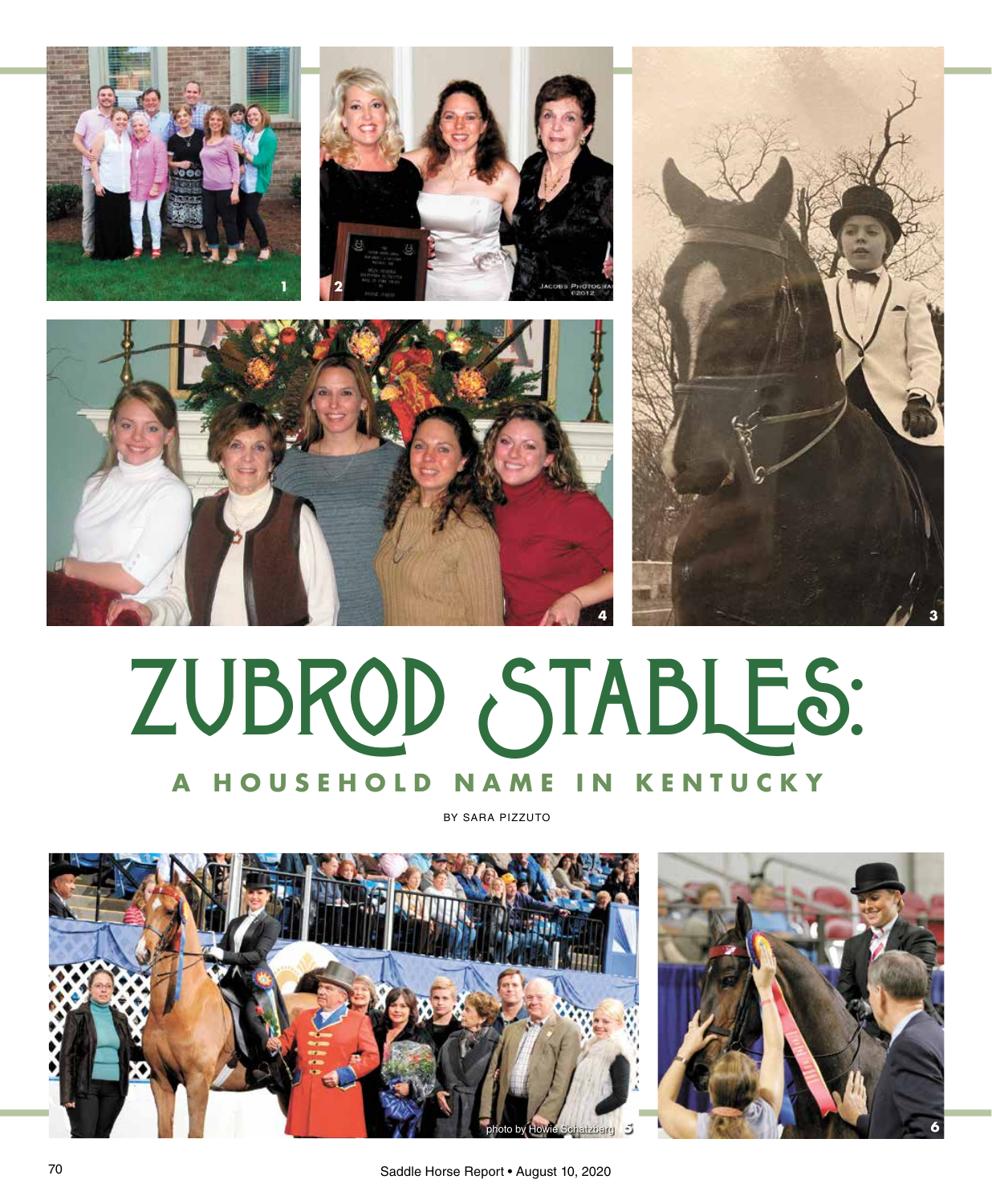# ZUBROD STABLES:

## A HOUSEHOLD NAME IN KENTUCKY

BY SARA PIZZUTO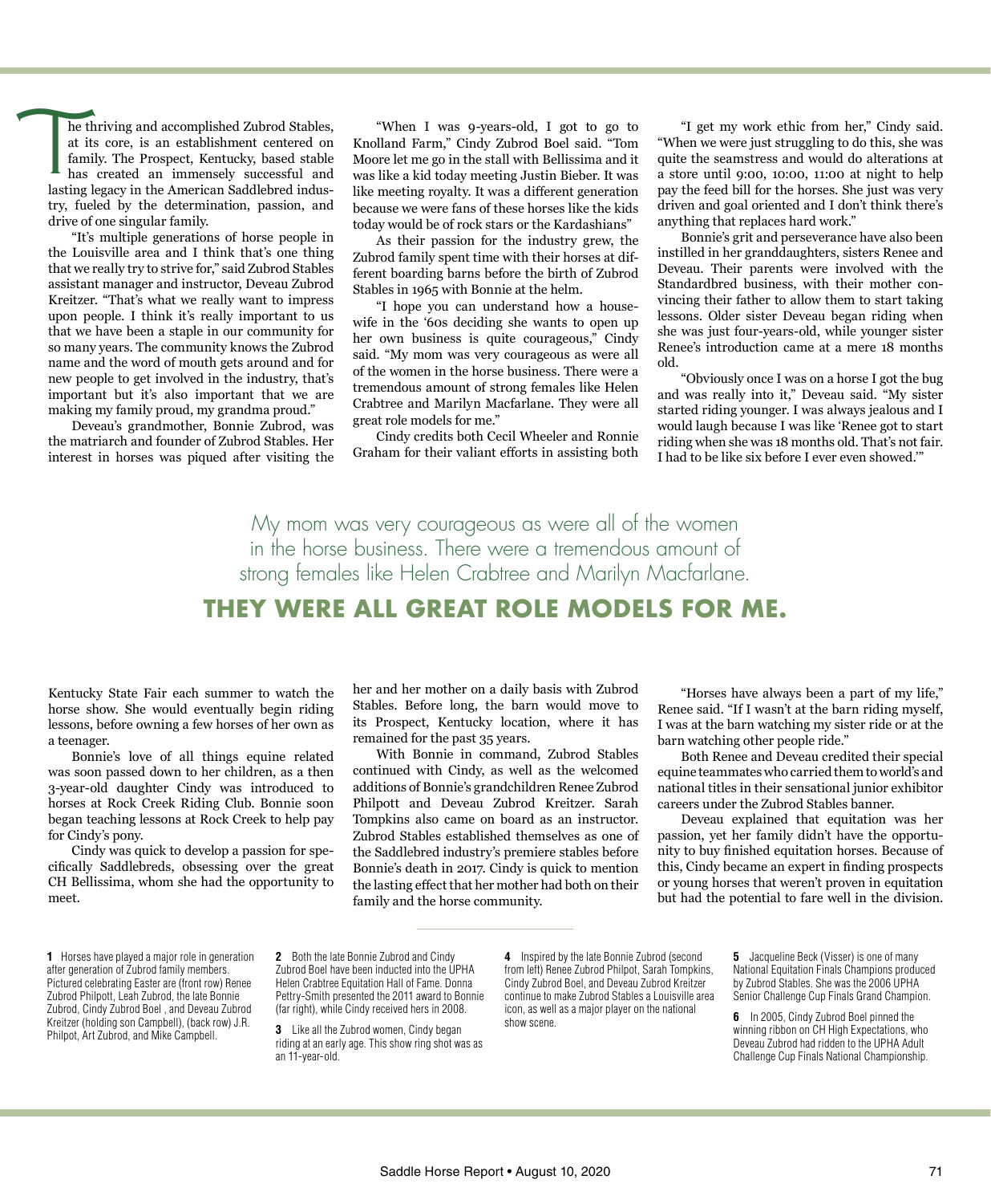The thriving and accomplished Zubrod Stables, at its core, is an establishment centered on family. The Prospect, Kentucky, based stable has created an immensely successful and lasting legacy in the American Saddlebred industry, fueled by the determination, passion, and drive of one singular family.

"It's multiple generations of horse people in the Louisville area and I think that's one thing that we really try to strive for," said Zubrod Stables assistant manager and instructor, Deveau Zubrod Kreitzer. "That's what we really want to impress upon people. I think it's really important to us that we have been a staple in our community for so many years. The community knows the Zubrod name and the word of mouth gets around and for new people to get involved in the industry, that's important but it's also important that we are making my family proud, my grandma proud."

Deveau's grandmother, Bonnie Zubrod, was the matriarch and founder of Zubrod Stables. Her interest in horses was piqued after visiting the Kentucky State Fair each summer to watch the horse show. She would eventually begin riding lessons, before owning a few horses of her own as a teenager.

Bonnie's love of all things equine related was soon passed down to her children, as a then 3-year-old daughter Cindy was introduced to horses at Rock Creek Riding Club. Bonnie soon began teaching lessons at Rock Creek to help pay for Cindy's pony.

Cindy was quick to develop a passion for specifically Saddlebreds, obsessing over the great CH Bellissima, whom she had the opportunity to meet.

"When I was 9-years-old, I got to go to Knolland Farm," Cindy Zubrod Boel said. "Tom Moore let me go in the stall with Bellissima and it was like a kid today meeting Justin Bieber. It was like meeting royalty. It was a different generation because we were fans of these horses like the kids today would be of rock stars or the Kardashians"

As their passion for the industry grew, the Zubrod family spent time with their horses at different boarding barns before the birth of Zubrod Stables in 1965 with Bonnie at the helm.

"I hope you can understand how a housewife in the '60s deciding she wants to open up her own business is quite courageous," Cindy said. "My mom was very courageous as were all of the women in the horse business. There were a tremendous amount of strong females like Helen Crabtree and Marilyn Macfarlane. They were all great role models for me."

Cindy credits both Cecil Wheeler and Ronnie Graham for their valiant efforts in assisting both her and her mother on a daily basis with Zubrod Stables. Before long, the barn would move to its Prospect, Kentucky location, where it has remained for the past 35 years.

With Bonnie in command, Zubrod Stables continued with Cindy, as well as the welcomed additions of Bonnie's grandchildren Renee Zubrod Philpott and Deveau Zubrod Kreitzer. Sarah Tompkins also came on board as an instructor. Zubrod Stables established themselves as one of the Saddlebred industry's premiere stables before Bonnie's death in 2017. Cindy is quick to mention the lasting effect that her mother had both on their family and the horse community.

"I get my work ethic from her," Cindy said. "When we were just struggling to do this, she was quite the seamstress and would do alterations at a store until 9:00, 10:00, 11:00 at night to help pay the feed bill for the horses. She just was very driven and goal oriented and I don't think there's anything that replaces hard work."

Bonnie's grit and perseverance have also been instilled in her granddaughters, sisters Renee and Deveau. Their parents were involved with the Standardbred business, with their mother convincing their father to allow them to start taking lessons. Older sister Deveau began riding when she was just four-years-old, while younger sister Renee's introduction came at a mere 18 months old.

"Obviously once I was on a horse I got the bug and was really into it," Deveau said. "My sister started riding younger. I was always jealous and I would laugh because I was like 'Renee got to start riding when she was 18 months old. That's not fair. I had to be like six before I ever even showed.'"

> My mom was very courageous as were all of the women in the horse business. There were a tremendous amount of strong females like Helen Crabtree and Marilyn Macfarlane.
>
> **THEY WERE ALL GREAT ROLE MODELS FOR ME.**

"Horses have always been a part of my life," Renee said. "If I wasn't at the barn riding myself, I was at the barn watching my sister ride or at the barn watching other people ride."

Both Renee and Deveau credited their special equine teammates who carried them to world's and national titles in their sensational junior exhibitor careers under the Zubrod Stables banner.

Deveau explained that equitation was her passion, yet her family didn't have the opportunity to buy finished equitation horses. Because of this, Cindy became an expert in finding prospects or young horses that weren't proven in equitation but had the potential to fare well in the division.

**1** Horses have played a major role in generation after generation of Zubrod family members. Pictured celebrating Easter are (front row) Renee Zubrod Philpott, Leah Zubrod, the late Bonnie Zubrod, Cindy Zubrod Boel , and Deveau Zubrod Kreitzer (holding son Campbell), (back row) J.R. Philpot, Art Zubrod, and Mike Campbell.

**2** Both the late Bonnie Zubrod and Cindy Zubrod Boel have been inducted into the UPHA Helen Crabtree Equitation Hall of Fame. Donna Pettry-Smith presented the 2011 award to Bonnie (far right), while Cindy received hers in 2008.

**3** Like all the Zubrod women, Cindy began riding at an early age. This show ring shot was as an 11-year-old.

**4** Inspired by the late Bonnie Zubrod (second from left) Renee Zubrod Philpot, Sarah Tompkins, Cindy Zubrod Boel, and Deveau Zubrod Kreitzer continue to make Zubrod Stables a Louisville area icon, as well as a major player on the national show scene.

**5** Jacqueline Beck (Visser) is one of many National Equitation Finals Champions produced by Zubrod Stables. She was the 2006 UPHA Senior Challenge Cup Finals Grand Champion.

**6** In 2005, Cindy Zubrod Boel pinned the winning ribbon on CH High Expectations, who Deveau Zubrod had ridden to the UPHA Adult Challenge Cup Finals National Championship.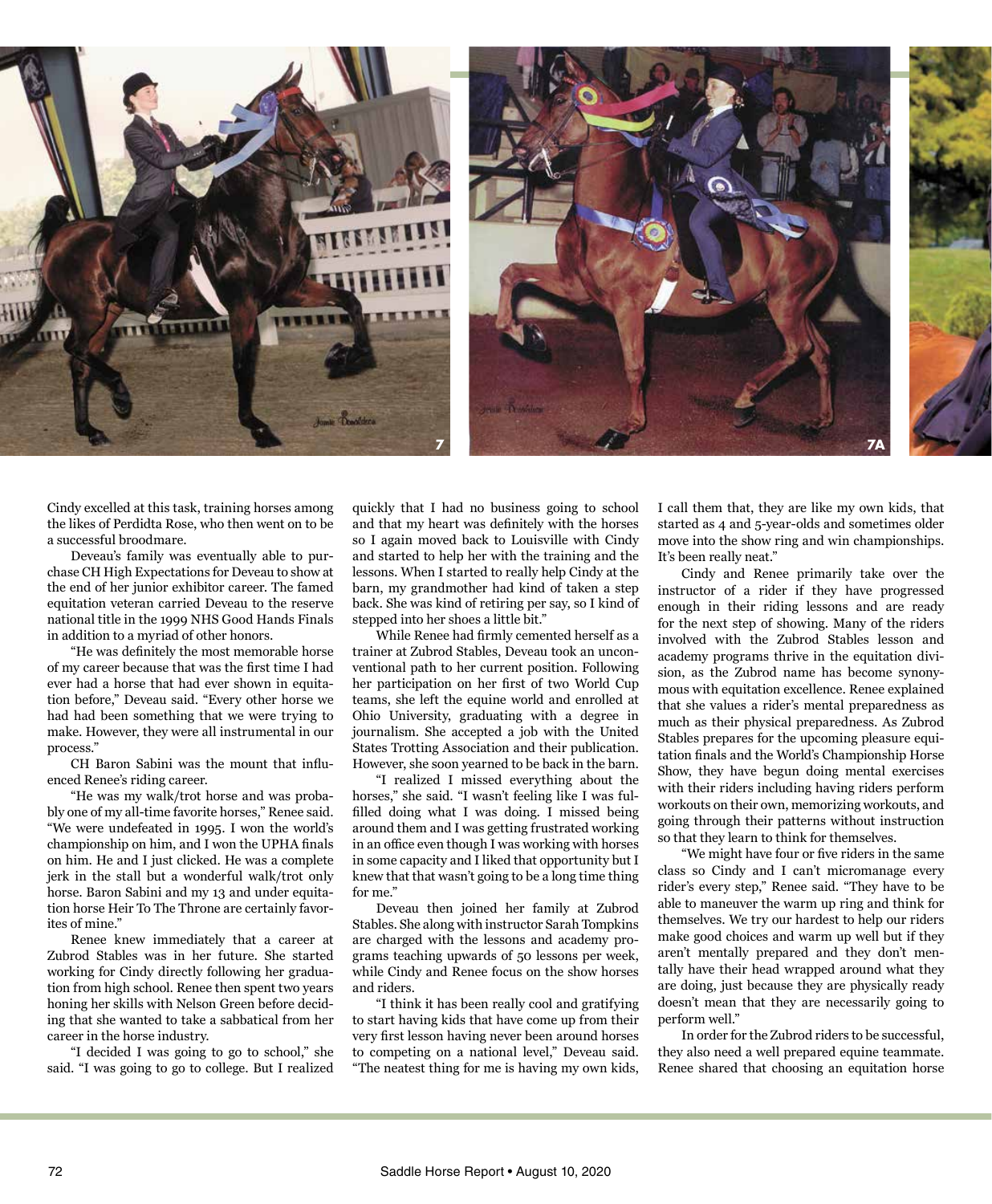Cindy excelled at this task, training horses among the likes of Perdidta Rose, who then went on to be a successful broodmare.

Deveau's family was eventually able to purchase CH High Expectations for Deveau to show at the end of her junior exhibitor career. The famed equitation veteran carried Deveau to the reserve national title in the 1999 NHS Good Hands Finals in addition to a myriad of other honors.

"He was definitely the most memorable horse of my career because that was the first time I had ever had a horse that had ever shown in equitation before," Deveau said. "Every other horse we had had been something that we were trying to make. However, they were all instrumental in our process."

CH Baron Sabini was the mount that influenced Renee's riding career.

"He was my walk/trot horse and was probably one of my all-time favorite horses," Renee said. "We were undefeated in 1995. I won the world's championship on him, and I won the UPHA finals on him. He and I just clicked. He was a complete jerk in the stall but a wonderful walk/trot only horse. Baron Sabini and my 13 and under equitation horse Heir To The Throne are certainly favorites of mine."

Renee knew immediately that a career at Zubrod Stables was in her future. She started working for Cindy directly following her graduation from high school. Renee then spent two years honing her skills with Nelson Green before deciding that she wanted to take a sabbatical from her career in the horse industry.

"I decided I was going to go to school," she said. "I was going to go to college. But I realized quickly that I had no business going to school and that my heart was definitely with the horses so I again moved back to Louisville with Cindy and started to help her with the training and the lessons. When I started to really help Cindy at the barn, my grandmother had kind of taken a step back. She was kind of retiring per say, so I kind of stepped into her shoes a little bit."

While Renee had firmly cemented herself as a trainer at Zubrod Stables, Deveau took an unconventional path to her current position. Following her participation on her first of two World Cup teams, she left the equine world and enrolled at Ohio University, graduating with a degree in journalism. She accepted a job with the United States Trotting Association and their publication. However, she soon yearned to be back in the barn.

"I realized I missed everything about the horses," she said. "I wasn't feeling like I was fulfilled doing what I was doing. I missed being around them and I was getting frustrated working in an office even though I was working with horses in some capacity and I liked that opportunity but I knew that that wasn't going to be a long time thing for me."

Deveau then joined her family at Zubrod Stables. She along with instructor Sarah Tompkins are charged with the lessons and academy programs teaching upwards of 50 lessons per week, while Cindy and Renee focus on the show horses and riders.

"I think it has been really cool and gratifying to start having kids that have come up from their very first lesson having never been around horses to competing on a national level," Deveau said. "The neatest thing for me is having my own kids, I call them that, they are like my own kids, that started as 4 and 5-year-olds and sometimes older move into the show ring and win championships. It's been really neat."

Cindy and Renee primarily take over the instructor of a rider if they have progressed enough in their riding lessons and are ready for the next step of showing. Many of the riders involved with the Zubrod Stables lesson and academy programs thrive in the equitation division, as the Zubrod name has become synonymous with equitation excellence. Renee explained that she values a rider's mental preparedness as much as their physical preparedness. As Zubrod Stables prepares for the upcoming pleasure equitation finals and the World's Championship Horse Show, they have begun doing mental exercises with their riders including having riders perform workouts on their own, memorizing workouts, and going through their patterns without instruction so that they learn to think for themselves.

"We might have four or five riders in the same class so Cindy and I can't micromanage every rider's every step," Renee said. "They have to be able to maneuver the warm up ring and think for themselves. We try our hardest to help our riders make good choices and warm up well but if they aren't mentally prepared and they don't mentally have their head wrapped around what they are doing, just because they are physically ready doesn't mean that they are necessarily going to perform well."

In order for the Zubrod riders to be successful, they also need a well prepared equine teammate. Renee shared that choosing an equitation horse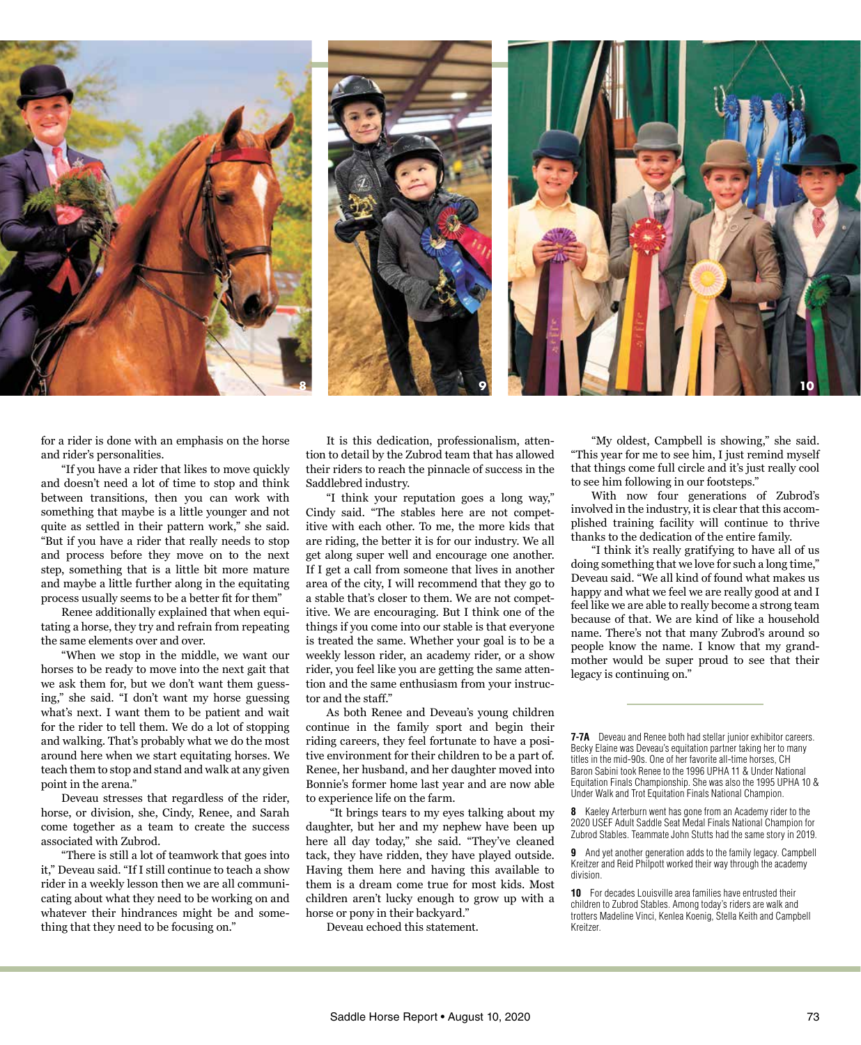for a rider is done with an emphasis on the horse and rider's personalities.

"If you have a rider that likes to move quickly and doesn't need a lot of time to stop and think between transitions, then you can work with something that maybe is a little younger and not quite as settled in their pattern work," she said. "But if you have a rider that really needs to stop and process before they move on to the next step, something that is a little bit more mature and maybe a little further along in the equitating process usually seems to be a better fit for them"

Renee additionally explained that when equitating a horse, they try and refrain from repeating the same elements over and over.

"When we stop in the middle, we want our horses to be ready to move into the next gait that we ask them for, but we don't want them guessing," she said. "I don't want my horse guessing what's next. I want them to be patient and wait for the rider to tell them. We do a lot of stopping and walking. That's probably what we do the most around here when we start equitating horses. We teach them to stop and stand and walk at any given point in the arena."

Deveau stresses that regardless of the rider, horse, or division, she, Cindy, Renee, and Sarah come together as a team to create the success associated with Zubrod.

"There is still a lot of teamwork that goes into it," Deveau said. "If I still continue to teach a show rider in a weekly lesson then we are all communicating about what they need to be working on and whatever their hindrances might be and something that they need to be focusing on."

It is this dedication, professionalism, attention to detail by the Zubrod team that has allowed their riders to reach the pinnacle of success in the Saddlebred industry.

"I think your reputation goes a long way," Cindy said. "The stables here are not competitive with each other. To me, the more kids that are riding, the better it is for our industry. We all get along super well and encourage one another. If I get a call from someone that lives in another area of the city, I will recommend that they go to a stable that's closer to them. We are not competitive. We are encouraging. But I think one of the things if you come into our stable is that everyone is treated the same. Whether your goal is to be a weekly lesson rider, an academy rider, or a show rider, you feel like you are getting the same attention and the same enthusiasm from your instructor and the staff."

As both Renee and Deveau's young children continue in the family sport and begin their riding careers, they feel fortunate to have a positive environment for their children to be a part of. Renee, her husband, and her daughter moved into Bonnie's former home last year and are now able to experience life on the farm.

"It brings tears to my eyes talking about my daughter, but her and my nephew have been up here all day today," she said. "They've cleaned tack, they have ridden, they have played outside. Having them here and having this available to them is a dream come true for most kids. Most children aren't lucky enough to grow up with a horse or pony in their backyard."

Deveau echoed this statement.

"My oldest, Campbell is showing," she said. "This year for me to see him, I just remind myself that things come full circle and it's just really cool to see him following in our footsteps."

With now four generations of Zubrod's involved in the industry, it is clear that this accomplished training facility will continue to thrive thanks to the dedication of the entire family.

"I think it's really gratifying to have all of us doing something that we love for such a long time," Deveau said. "We all kind of found what makes us happy and what we feel we are really good at and I feel like we are able to really become a strong team because of that. We are kind of like a household name. There's not that many Zubrod's around so people know the name. I know that my grandmother would be super proud to see that their legacy is continuing on."

---

**7-7A** Deveau and Renee both had stellar junior exhibitor careers. Becky Elaine was Deveau's equitation partner taking her to many titles in the mid-90s. One of her favorite all-time horses, CH Baron Sabini took Renee to the 1996 UPHA 11 & Under National Equitation Finals Championship. She was also the 1995 UPHA 10 & Under Walk and Trot Equitation Finals National Champion.

**8** Kaeley Arterburn went has gone from an Academy rider to the 2020 USEF Adult Saddle Seat Medal Finals National Champion for Zubrod Stables. Teammate John Stutts had the same story in 2019.

**9** And yet another generation adds to the family legacy. Campbell Kreitzer and Reid Philpott worked their way through the academy division.

**10** For decades Louisville area families have entrusted their children to Zubrod Stables. Among today's riders are walk and trotters Madeline Vinci, Kenlea Koenig, Stella Keith and Campbell Kreitzer.